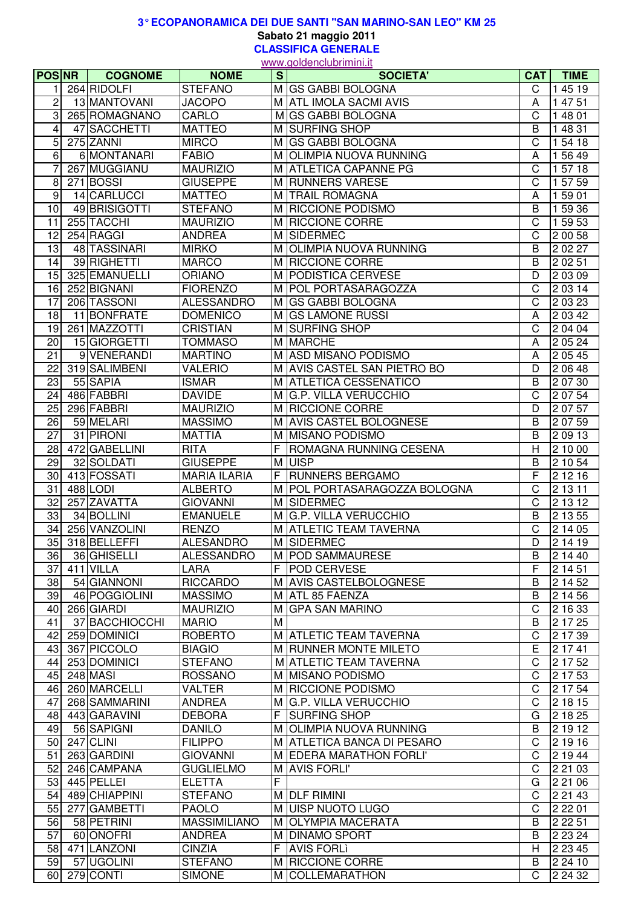**3° ECOPANORAMICA DEI DUE SANTI "SAN MARINO-SAN LEO" KM 25**

**Sabato 21 maggio 2011**

**CLASSIFICA GENERALE**

www.goldenclubrimini.it

| POS | NR | COGNOME | NOME | S | SOCIETA' | CAT | TIME |
|---|---|---|---|---|---|---|---|
| 1 | 264 | RIDOLFI | STEFANO | M | GS GABBI BOLOGNA | C | 1 45 19 |
| 2 | 13 | MANTOVANI | JACOPO | M | ATL IMOLA SACMI AVIS | A | 1 47 51 |
| 3 | 265 | ROMAGNANO | CARLO | M | GS GABBI BOLOGNA | C | 1 48 01 |
| 4 | 47 | SACCHETTI | MATTEO | M | SURFING SHOP | B | 1 48 31 |
| 5 | 275 | ZANNI | MIRCO | M | GS GABBI BOLOGNA | C | 1 54 18 |
| 6 | 6 | MONTANARI | FABIO | M | OLIMPIA NUOVA RUNNING | A | 1 56 49 |
| 7 | 267 | MUGGIANU | MAURIZIO | M | ATLETICA CAPANNE PG | C | 1 57 18 |
| 8 | 271 | BOSSI | GIUSEPPE | M | RUNNERS VARESE | C | 1 57 59 |
| 9 | 14 | CARLUCCI | MATTEO | M | TRAIL ROMAGNA | A | 1 59 01 |
| 10 | 49 | BRISIGOTTI | STEFANO | M | RICCIONE PODISMO | B | 1 59 36 |
| 11 | 255 | TACCHI | MAURIZIO | M | RICCIONE CORRE | C | 1 59 53 |
| 12 | 254 | RAGGI | ANDREA | M | SIDERMEC | C | 2 00 58 |
| 13 | 48 | TASSINARI | MIRKO | M | OLIMPIA NUOVA RUNNING | B | 2 02 27 |
| 14 | 39 | RIGHETTI | MARCO | M | RICCIONE CORRE | B | 2 02 51 |
| 15 | 325 | EMANUELLI | ORIANO | M | PODISTICA CERVESE | D | 2 03 09 |
| 16 | 252 | BIGNANI | FIORENZO | M | POL PORTASARAGOZZA | C | 2 03 14 |
| 17 | 206 | TASSONI | ALESSANDRO | M | GS GABBI BOLOGNA | C | 2 03 23 |
| 18 | 11 | BONFRATE | DOMENICO | M | GS LAMONE RUSSI | A | 2 03 42 |
| 19 | 261 | MAZZOTTI | CRISTIAN | M | SURFING SHOP | C | 2 04 04 |
| 20 | 15 | GIORGETTI | TOMMASO | M | MARCHE | A | 2 05 24 |
| 21 | 9 | VENERANDI | MARTINO | M | ASD MISANO PODISMO | A | 2 05 45 |
| 22 | 319 | SALIMBENI | VALERIO | M | AVIS CASTEL SAN PIETRO BO | D | 2 06 48 |
| 23 | 55 | SAPIA | ISMAR | M | ATLETICA CESSENATICO | B | 2 07 30 |
| 24 | 486 | FABBRI | DAVIDE | M | G.P. VILLA VERUCCHIO | C | 2 07 54 |
| 25 | 296 | FABBRI | MAURIZIO | M | RICCIONE CORRE | D | 2 07 57 |
| 26 | 59 | MELARI | MASSIMO | M | AVIS CASTEL BOLOGNESE | B | 2 07 59 |
| 27 | 31 | PIRONI | MATTIA | M | MISANO PODISMO | B | 2 09 13 |
| 28 | 472 | GABELLINI | RITA | F | ROMAGNA RUNNING CESENA | H | 2 10 00 |
| 29 | 32 | SOLDATI | GIUSEPPE | M | UISP | B | 2 10 54 |
| 30 | 413 | FOSSATI | MARIA ILARIA | F | RUNNERS BERGAMO | F | 2 12 16 |
| 31 | 488 | LODI | ALBERTO | M | POL PORTASARAGOZZA BOLOGNA | C | 2 13 11 |
| 32 | 257 | ZAVATTA | GIOVANNI | M | SIDERMEC | C | 2 13 12 |
| 33 | 34 | BOLLINI | EMANUELE | M | G.P. VILLA VERUCCHIO | B | 2 13 55 |
| 34 | 256 | VANZOLINI | RENZO | M | ATLETIC TEAM TAVERNA | C | 2 14 05 |
| 35 | 318 | BELLEFFI | ALESANDRO | M | SIDERMEC | D | 2 14 19 |
| 36 | 36 | GHISELLI | ALESSANDRO | M | POD SAMMAURESE | B | 2 14 40 |
| 37 | 411 | VILLA | LARA | F | POD CERVESE | F | 2 14 51 |
| 38 | 54 | GIANNONI | RICCARDO | M | AVIS CASTELBOLOGNESE | B | 2 14 52 |
| 39 | 46 | POGGIOLINI | MASSIMO | M | ATL 85 FAENZA | B | 2 14 56 |
| 40 | 266 | GIARDI | MAURIZIO | M | GPA SAN MARINO | C | 2 16 33 |
| 41 | 37 | BACCHIOCCHI | MARIO | M | | B | 2 17 25 |
| 42 | 259 | DOMINICI | ROBERTO | M | ATLETIC TEAM TAVERNA | C | 2 17 39 |
| 43 | 367 | PICCOLO | BIAGIO | M | RUNNER MONTE MILETO | E | 2 17 41 |
| 44 | 253 | DOMINICI | STEFANO | M | ATLETIC TEAM TAVERNA | C | 2 17 52 |
| 45 | 248 | MASI | ROSSANO | M | MISANO PODISMO | C | 2 17 53 |
| 46 | 260 | MARCELLI | VALTER | M | RICCIONE PODISMO | C | 2 17 54 |
| 47 | 268 | SAMMARINI | ANDREA | M | G.P. VILLA VERUCCHIO | C | 2 18 15 |
| 48 | 443 | GARAVINI | DEBORA | F | SURFING SHOP | G | 2 18 25 |
| 49 | 56 | SAPIGNI | DANILO | M | OLIMPIA NUOVA RUNNING | B | 2 19 12 |
| 50 | 247 | CLINI | FILIPPO | M | ATLETICA BANCA DI PESARO | C | 2 19 16 |
| 51 | 263 | GARDINI | GIOVANNI | M | EDERA MARATHON FORLI' | C | 2 19 44 |
| 52 | 246 | CAMPANA | GUGLIELMO | M | AVIS FORLI' | C | 2 21 03 |
| 53 | 445 | PELLEI | ELETTA | F | | G | 2 21 06 |
| 54 | 489 | CHIAPPINI | STEFANO | M | DLF RIMINI | C | 2 21 43 |
| 55 | 277 | GAMBETTI | PAOLO | M | UISP NUOTO LUGO | C | 2 22 01 |
| 56 | 58 | PETRINI | MASSIMILIANO | M | OLYMPIA MACERATA | B | 2 22 51 |
| 57 | 60 | ONOFRI | ANDREA | M | DINAMO SPORT | B | 2 23 24 |
| 58 | 471 | LANZONI | CINZIA | F | AVIS FORLì | H | 2 23 45 |
| 59 | 57 | UGOLINI | STEFANO | M | RICCIONE CORRE | B | 2 24 10 |
| 60 | 279 | CONTI | SIMONE | M | COLLEMARATHON | C | 2 24 32 |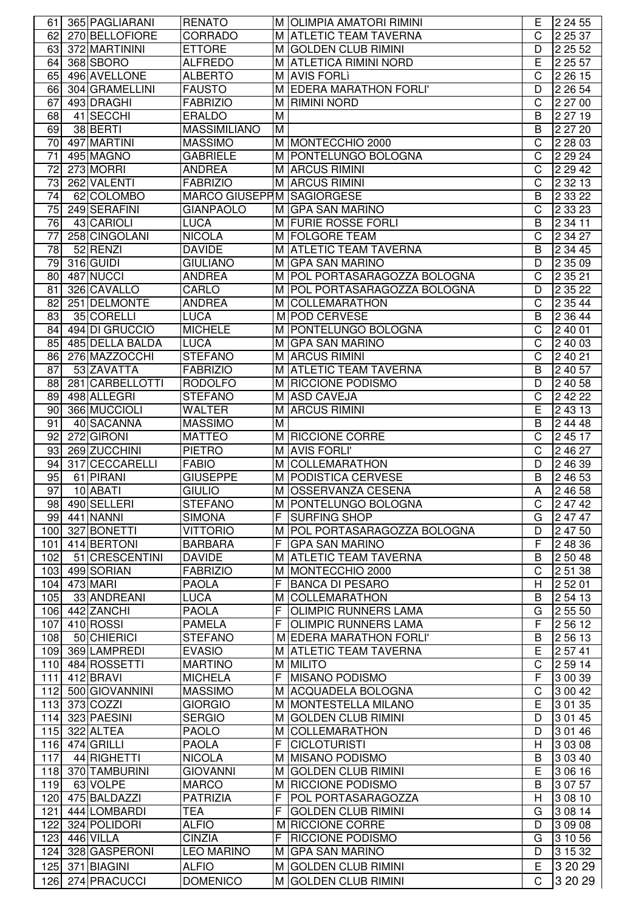| | | | | | | | |
|---|---|---|---|---|---|---|---|
| 61 | 365 | PAGLIARANI | RENATO | M | OLIMPIA AMATORI RIMINI | E | 2 24 55 |
| 62 | 270 | BELLOFIORE | CORRADO | M | ATLETIC TEAM TAVERNA | C | 2 25 37 |
| 63 | 372 | MARTININI | ETTORE | M | GOLDEN CLUB RIMINI | D | 2 25 52 |
| 64 | 368 | SBORO | ALFREDO | M | ATLETICA RIMINI NORD | E | 2 25 57 |
| 65 | 496 | AVELLONE | ALBERTO | M | AVIS FORLì | C | 2 26 15 |
| 66 | 304 | GRAMELLINI | FAUSTO | M | EDERA MARATHON FORLI' | D | 2 26 54 |
| 67 | 493 | DRAGHI | FABRIZIO | M | RIMINI NORD | C | 2 27 00 |
| 68 | 41 | SECCHI | ERALDO | M | | B | 2 27 19 |
| 69 | 38 | BERTI | MASSIMILIANO | M | | B | 2 27 20 |
| 70 | 497 | MARTINI | MASSIMO | M | MONTECCHIO 2000 | C | 2 28 03 |
| 71 | 495 | MAGNO | GABRIELE | M | PONTELUNGO BOLOGNA | C | 2 29 24 |
| 72 | 273 | MORRI | ANDREA | M | ARCUS RIMINI | C | 2 29 42 |
| 73 | 262 | VALENTI | FABRIZIO | M | ARCUS RIMINI | C | 2 32 13 |
| 74 | 62 | COLOMBO | MARCO GIUSEPP | M | SAGIORGESE | B | 2 33 22 |
| 75 | 249 | SERAFINI | GIANPAOLO | M | GPA SAN MARINO | C | 2 33 23 |
| 76 | 43 | CARIOLI | LUCA | M | FURIE ROSSE FORLI | B | 2 34 11 |
| 77 | 258 | CINGOLANI | NICOLA | M | FOLGORE TEAM | C | 2 34 27 |
| 78 | 52 | RENZI | DAVIDE | M | ATLETIC TEAM TAVERNA | B | 2 34 45 |
| 79 | 316 | GUIDI | GIULIANO | M | GPA SAN MARINO | D | 2 35 09 |
| 80 | 487 | NUCCI | ANDREA | M | POL PORTASARAGOZZA BOLOGNA | C | 2 35 21 |
| 81 | 326 | CAVALLO | CARLO | M | POL PORTASARAGOZZA BOLOGNA | D | 2 35 22 |
| 82 | 251 | DELMONTE | ANDREA | M | COLLEMARATHON | C | 2 35 44 |
| 83 | 35 | CORELLI | LUCA | M | POD CERVESE | B | 2 36 44 |
| 84 | 494 | DI GRUCCIO | MICHELE | M | PONTELUNGO BOLOGNA | C | 2 40 01 |
| 85 | 485 | DELLA BALDA | LUCA | M | GPA SAN MARINO | C | 2 40 03 |
| 86 | 276 | MAZZOCCHI | STEFANO | M | ARCUS RIMINI | C | 2 40 21 |
| 87 | 53 | ZAVATTA | FABRIZIO | M | ATLETIC TEAM TAVERNA | B | 2 40 57 |
| 88 | 281 | CARBELLOTTI | RODOLFO | M | RICCIONE PODISMO | D | 2 40 58 |
| 89 | 498 | ALLEGRI | STEFANO | M | ASD CAVEJA | C | 2 42 22 |
| 90 | 366 | MUCCIOLI | WALTER | M | ARCUS RIMINI | E | 2 43 13 |
| 91 | 40 | SACANNA | MASSIMO | M | | B | 2 44 48 |
| 92 | 272 | GIRONI | MATTEO | M | RICCIONE CORRE | C | 2 45 17 |
| 93 | 269 | ZUCCHINI | PIETRO | M | AVIS FORLI' | C | 2 46 27 |
| 94 | 317 | CECCARELLI | FABIO | M | COLLEMARATHON | D | 2 46 39 |
| 95 | 61 | PIRANI | GIUSEPPE | M | PODISTICA CERVESE | B | 2 46 53 |
| 97 | 10 | ABATI | GIULIO | M | OSSERVANZA CESENA | A | 2 46 58 |
| 98 | 490 | SELLERI | STEFANO | M | PONTELUNGO BOLOGNA | C | 2 47 42 |
| 99 | 441 | NANNI | SIMONA | F | SURFING SHOP | G | 2 47 47 |
| 100 | 327 | BONETTI | VITTORIO | M | POL PORTASARAGOZZA BOLOGNA | D | 2 47 50 |
| 101 | 414 | BERTONI | BARBARA | F | GPA SAN MARINO | F | 2 48 36 |
| 102 | 51 | CRESCENTINI | DAVIDE | M | ATLETIC TEAM TAVERNA | B | 2 50 48 |
| 103 | 499 | SORIAN | FABRIZIO | M | MONTECCHIO 2000 | C | 2 51 38 |
| 104 | 473 | MARI | PAOLA | F | BANCA DI PESARO | H | 2 52 01 |
| 105 | 33 | ANDREANI | LUCA | M | COLLEMARATHON | B | 2 54 13 |
| 106 | 442 | ZANCHI | PAOLA | F | OLIMPIC RUNNERS LAMA | G | 2 55 50 |
| 107 | 410 | ROSSI | PAMELA | F | OLIMPIC RUNNERS LAMA | F | 2 56 12 |
| 108 | 50 | CHIERICI | STEFANO | M | EDERA MARATHON FORLI' | B | 2 56 13 |
| 109 | 369 | LAMPREDI | EVASIO | M | ATLETIC TEAM TAVERNA | E | 2 57 41 |
| 110 | 484 | ROSSETTI | MARTINO | M | MILITO | C | 2 59 14 |
| 111 | 412 | BRAVI | MICHELA | F | MISANO PODISMO | F | 3 00 39 |
| 112 | 500 | GIOVANNINI | MASSIMO | M | ACQUADELA BOLOGNA | C | 3 00 42 |
| 113 | 373 | COZZI | GIORGIO | M | MONTESTELLA MILANO | E | 3 01 35 |
| 114 | 323 | PAESINI | SERGIO | M | GOLDEN CLUB RIMINI | D | 3 01 45 |
| 115 | 322 | ALTEA | PAOLO | M | COLLEMARATHON | D | 3 01 46 |
| 116 | 474 | GRILLI | PAOLA | F | CICLOTURISTI | H | 3 03 08 |
| 117 | 44 | RIGHETTI | NICOLA | M | MISANO PODISMO | B | 3 03 40 |
| 118 | 370 | TAMBURINI | GIOVANNI | M | GOLDEN CLUB RIMINI | E | 3 06 16 |
| 119 | 63 | VOLPE | MARCO | M | RICCIONE PODISMO | B | 3 07 57 |
| 120 | 475 | BALDAZZI | PATRIZIA | F | POL PORTASARAGOZZA | H | 3 08 10 |
| 121 | 444 | LOMBARDI | TEA | F | GOLDEN CLUB RIMINI | G | 3 08 14 |
| 122 | 324 | POLIDORI | ALFIO | M | RICCIONE CORRE | D | 3 09 08 |
| 123 | 446 | VILLA | CINZIA | F | RICCIONE PODISMO | G | 3 10 56 |
| 124 | 328 | GASPERONI | LEO MARINO | M | GPA SAN MARINO | D | 3 15 32 |
| 125 | 371 | BIAGINI | ALFIO | M | GOLDEN CLUB RIMINI | E | 3 20 29 |
| 126 | 274 | PRACUCCI | DOMENICO | M | GOLDEN CLUB RIMINI | C | 3 20 29 |